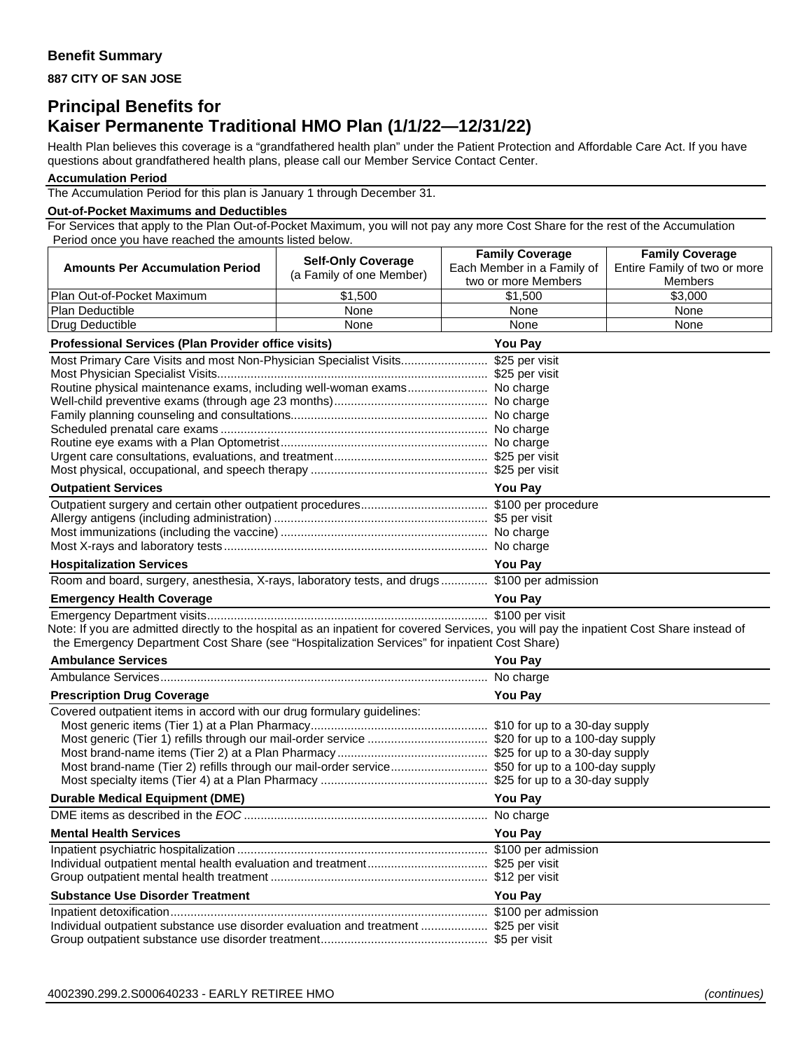**Benefit Summary**

**887 CITY OF SAN JOSE**

# Principal Benefits for Kaiser Permanente Traditional HMO Plan (1/1/22—12/31/22)

Health Plan believes this coverage is a "grandfathered health plan" under the Patient Protection and Affordable Care Act. If you have questions about grandfathered health plans, please call our Member Service Contact Center.

**Accumulation Period**

The Accumulation Period for this plan is January 1 through December 31.

**Out-of-Pocket Maximums and Deductibles**

For Services that apply to the Plan Out-of-Pocket Maximum, you will not pay any more Cost Share for the rest of the Accumulation Period once you have reached the amounts listed below.

| Amounts Per Accumulation Period | Self-Only Coverage (a Family of one Member) | Family Coverage Each Member in a Family of two or more Members | Family Coverage Entire Family of two or more Members |
|---|---|---|---|
| Plan Out-of-Pocket Maximum | $1,500 | $1,500 | $3,000 |
| Plan Deductible | None | None | None |
| Drug Deductible | None | None | None |

| Professional Services (Plan Provider office visits) | You Pay |
|---|---|
| Most Primary Care Visits and most Non-Physician Specialist Visits | $25 per visit |
| Most Physician Specialist Visits | $25 per visit |
| Routine physical maintenance exams, including well-woman exams | No charge |
| Well-child preventive exams (through age 23 months) | No charge |
| Family planning counseling and consultations | No charge |
| Scheduled prenatal care exams | No charge |
| Routine eye exams with a Plan Optometrist | No charge |
| Urgent care consultations, evaluations, and treatment | $25 per visit |
| Most physical, occupational, and speech therapy | $25 per visit |

| Outpatient Services | You Pay |
|---|---|
| Outpatient surgery and certain other outpatient procedures | $100 per procedure |
| Allergy antigens (including administration) | $5 per visit |
| Most immunizations (including the vaccine) | No charge |
| Most X-rays and laboratory tests | No charge |

| Hospitalization Services | You Pay |
|---|---|
| Room and board, surgery, anesthesia, X-rays, laboratory tests, and drugs | $100 per admission |

| Emergency Health Coverage | You Pay |
|---|---|
| Emergency Department visits | $100 per visit |

Note: If you are admitted directly to the hospital as an inpatient for covered Services, you will pay the inpatient Cost Share instead of the Emergency Department Cost Share (see "Hospitalization Services" for inpatient Cost Share)

| Ambulance Services | You Pay |
|---|---|
| Ambulance Services | No charge |

| Prescription Drug Coverage | You Pay |
|---|---|
| Covered outpatient items in accord with our drug formulary guidelines: | |
| Most generic items (Tier 1) at a Plan Pharmacy | $10 for up to a 30-day supply |
| Most generic (Tier 1) refills through our mail-order service | $20 for up to a 100-day supply |
| Most brand-name items (Tier 2) at a Plan Pharmacy | $25 for up to a 30-day supply |
| Most brand-name (Tier 2) refills through our mail-order service | $50 for up to a 100-day supply |
| Most specialty items (Tier 4) at a Plan Pharmacy | $25 for up to a 30-day supply |

| Durable Medical Equipment (DME) | You Pay |
|---|---|
| DME items as described in the *EOC* | No charge |

| Mental Health Services | You Pay |
|---|---|
| Inpatient psychiatric hospitalization | $100 per admission |
| Individual outpatient mental health evaluation and treatment | $25 per visit |
| Group outpatient mental health treatment | $12 per visit |

| Substance Use Disorder Treatment | You Pay |
|---|---|
| Inpatient detoxification | $100 per admission |
| Individual outpatient substance use disorder evaluation and treatment | $25 per visit |
| Group outpatient substance use disorder treatment | $5 per visit |

4002390.299.2.S000640233 - EARLY RETIREE HMO *(continues)*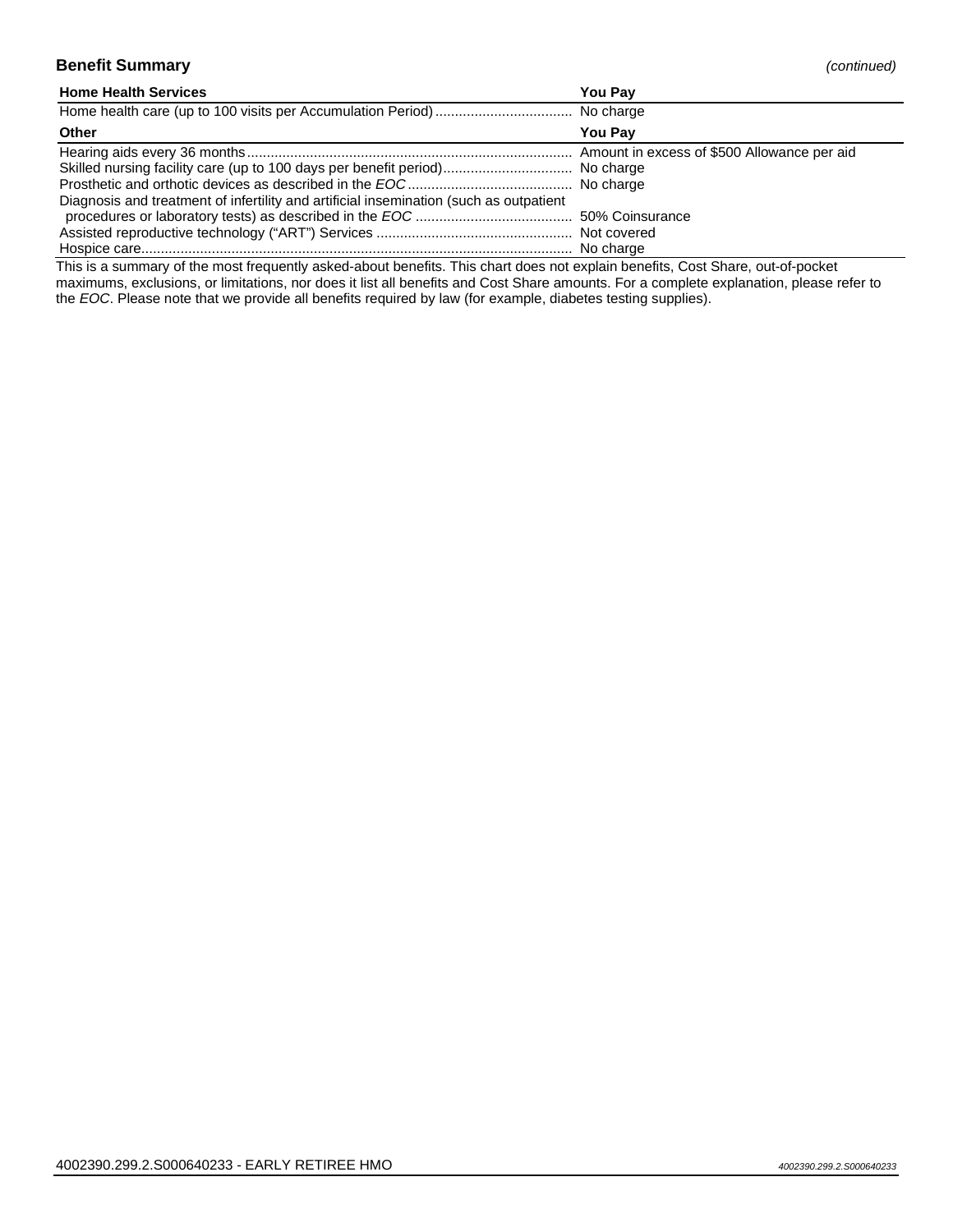## Benefit Summary *(continued)*

| Home Health Services | You Pay |
| --- | --- |
| Home health care (up to 100 visits per Accumulation Period) | No charge |

| Other | You Pay |
| --- | --- |
| Hearing aids every 36 months | Amount in excess of $500 Allowance per aid |
| Skilled nursing facility care (up to 100 days per benefit period) | No charge |
| Prosthetic and orthotic devices as described in the *EOC* | No charge |
| Diagnosis and treatment of infertility and artificial insemination (such as outpatient procedures or laboratory tests) as described in the *EOC* | 50% Coinsurance |
| Assisted reproductive technology ("ART") Services | Not covered |
| Hospice care | No charge |

This is a summary of the most frequently asked-about benefits. This chart does not explain benefits, Cost Share, out-of-pocket maximums, exclusions, or limitations, nor does it list all benefits and Cost Share amounts. For a complete explanation, please refer to the *EOC*. Please note that we provide all benefits required by law (for example, diabetes testing supplies).